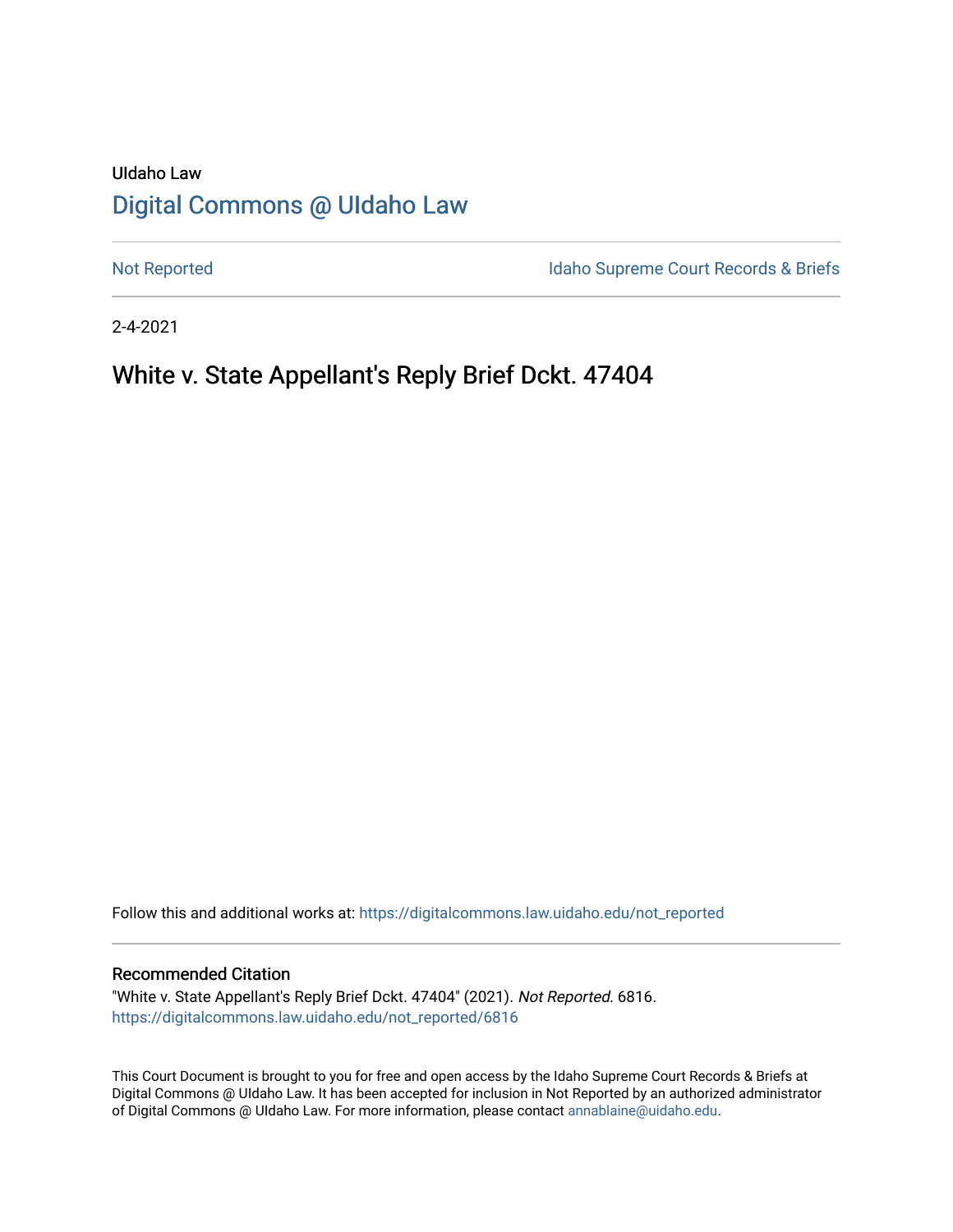UIdaho Law

# Digital Commons @ UIdaho Law

Not Reported | Idaho Supreme Court Records & Briefs

2-4-2021

## White v. State Appellant's Reply Brief Dckt. 47404

Follow this and additional works at: https://digitalcommons.law.uidaho.edu/not_reported

### Recommended Citation

"White v. State Appellant's Reply Brief Dckt. 47404" (2021). *Not Reported*. 6816.
https://digitalcommons.law.uidaho.edu/not_reported/6816

This Court Document is brought to you for free and open access by the Idaho Supreme Court Records & Briefs at Digital Commons @ UIdaho Law. It has been accepted for inclusion in Not Reported by an authorized administrator of Digital Commons @ UIdaho Law. For more information, please contact annablaine@uidaho.edu.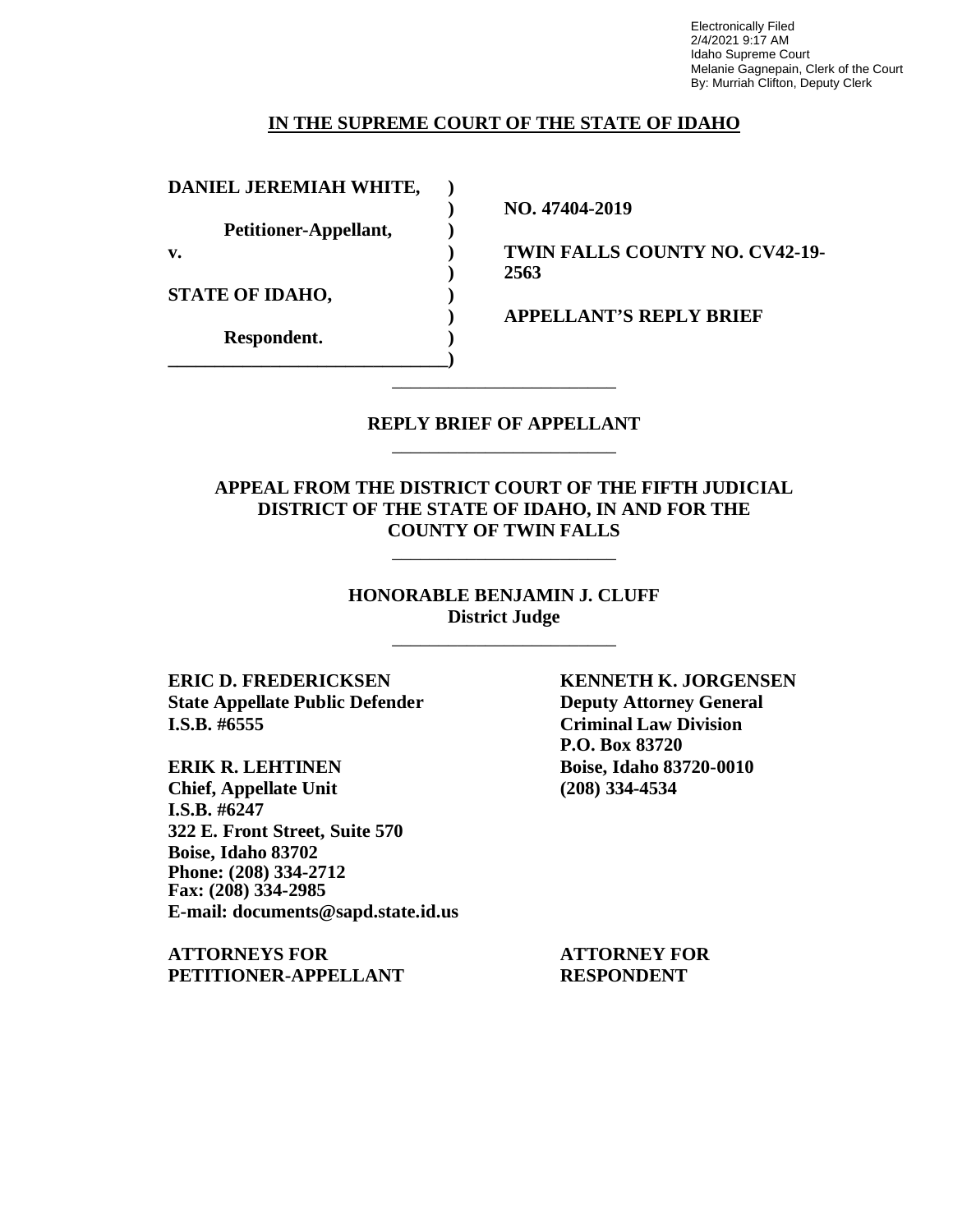Electronically Filed
2/4/2021 9:17 AM
Idaho Supreme Court
Melanie Gagnepain, Clerk of the Court
By: Murriah Clifton, Deputy Clerk

**IN THE SUPREME COURT OF THE STATE OF IDAHO**

| | | |
|---|---|---|
| **DANIEL JEREMIAH WHITE,** | **)** | |
| | **)** | **NO. 47404-2019** |
| **Petitioner-Appellant,** | **)** | |
| **v.** | **)** | **TWIN FALLS COUNTY NO. CV42-19-2563** |
| | **)** | |
| **STATE OF IDAHO,** | **)** | |
| | **)** | **APPELLANT'S REPLY BRIEF** |
| **Respondent.** | **)** | |
| | **)** | |

## REPLY BRIEF OF APPELLANT

### APPEAL FROM THE DISTRICT COURT OF THE FIFTH JUDICIAL DISTRICT OF THE STATE OF IDAHO, IN AND FOR THE COUNTY OF TWIN FALLS

**HONORABLE BENJAMIN J. CLUFF**
**District Judge**

| | |
|---|---|
| **ERIC D. FREDERICKSEN** | **KENNETH K. JORGENSEN** |
| **State Appellate Public Defender** | **Deputy Attorney General** |
| **I.S.B. #6555** | **Criminal Law Division** |
| | **P.O. Box 83720** |
| **ERIK R. LEHTINEN** | **Boise, Idaho 83720-0010** |
| **Chief, Appellate Unit** | **(208) 334-4534** |
| **I.S.B. #6247** | |
| **322 E. Front Street, Suite 570** | |
| **Boise, Idaho 83702** | |
| **Phone: (208) 334-2712** | |
| **Fax: (208) 334-2985** | |
| **E-mail: documents@sapd.state.id.us** | |
| | |
| **ATTORNEYS FOR PETITIONER-APPELLANT** | **ATTORNEY FOR RESPONDENT** |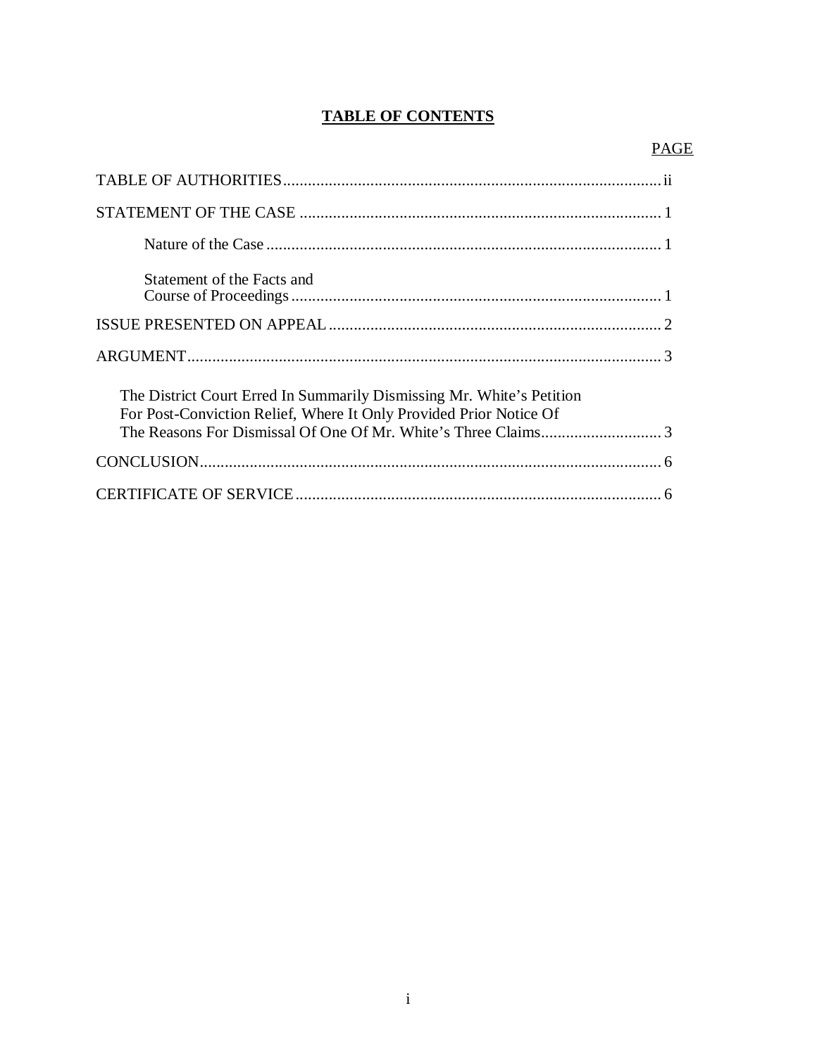# TABLE OF CONTENTS

| | PAGE |
|---|---|
| TABLE OF AUTHORITIES | ii |
| STATEMENT OF THE CASE | 1 |
| Nature of the Case | 1 |
| Statement of the Facts and Course of Proceedings | 1 |
| ISSUE PRESENTED ON APPEAL | 2 |
| ARGUMENT | 3 |
| The District Court Erred In Summarily Dismissing Mr. White's Petition For Post-Conviction Relief, Where It Only Provided Prior Notice Of The Reasons For Dismissal Of One Of Mr. White's Three Claims | 3 |
| CONCLUSION | 6 |
| CERTIFICATE OF SERVICE | 6 |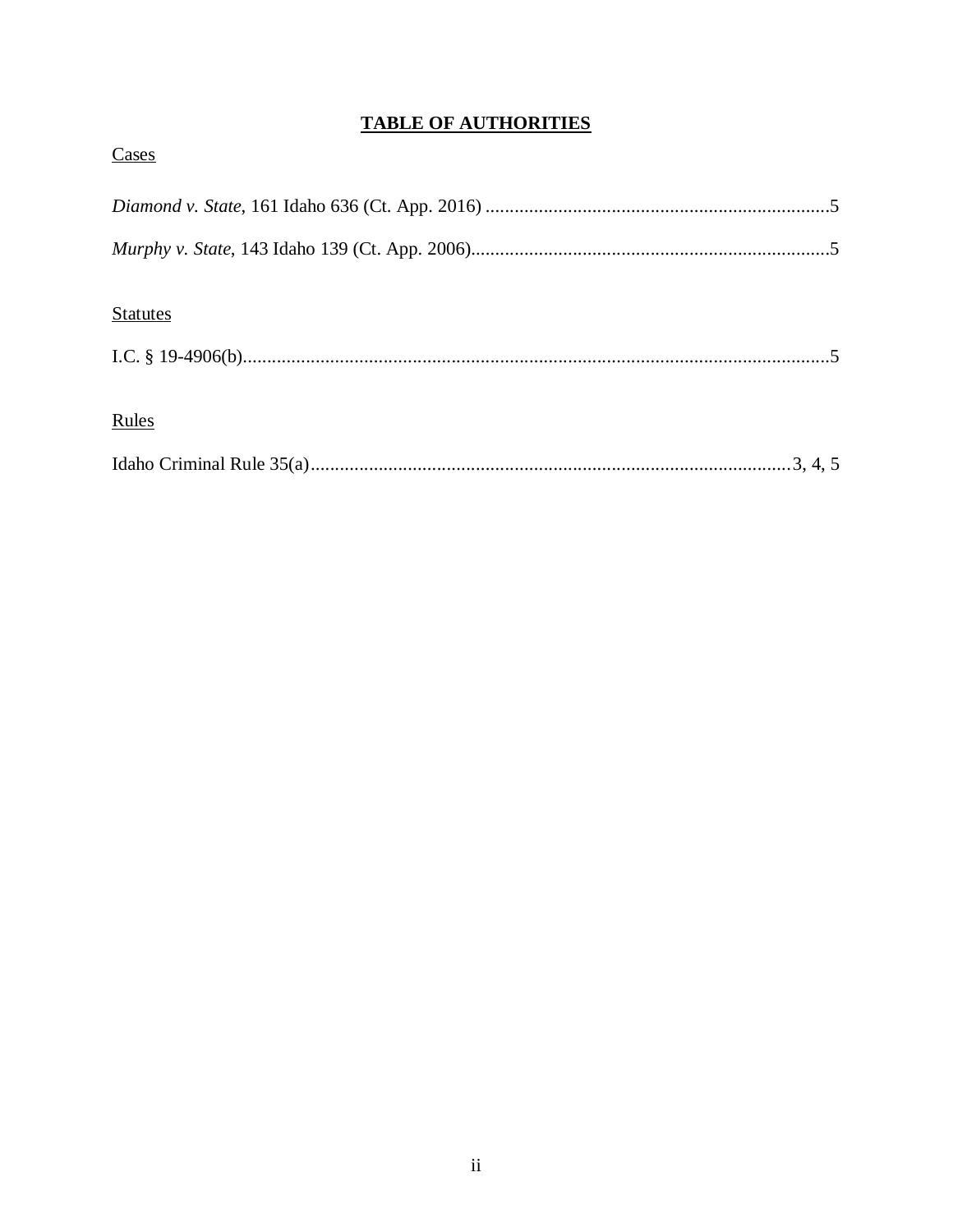# TABLE OF AUTHORITIES

Cases

*Diamond v. State*, 161 Idaho 636 (Ct. App. 2016) .......................................................................5

*Murphy v. State*, 143 Idaho 139 (Ct. App. 2006).........................................................................5

Statutes

I.C. § 19-4906(b).........................................................................................................................5

Rules

Idaho Criminal Rule 35(a)..................................................................................................3, 4, 5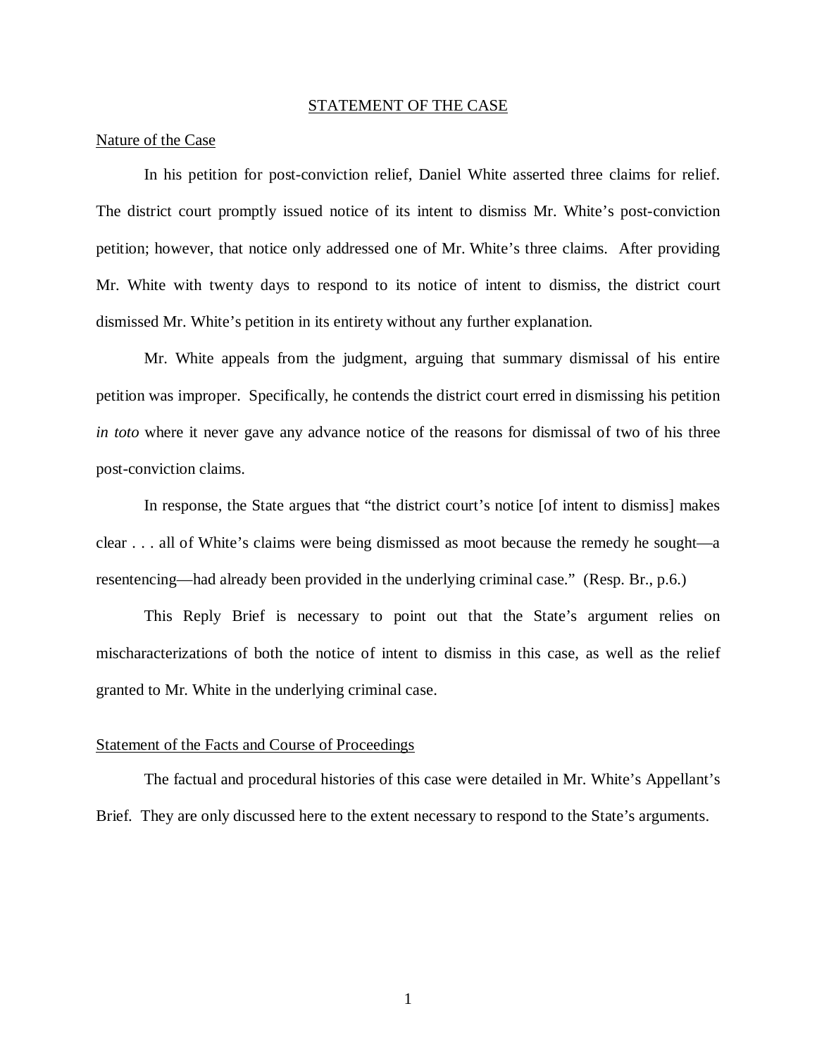## STATEMENT OF THE CASE

### Nature of the Case

In his petition for post-conviction relief, Daniel White asserted three claims for relief. The district court promptly issued notice of its intent to dismiss Mr. White's post-conviction petition; however, that notice only addressed one of Mr. White's three claims. After providing Mr. White with twenty days to respond to its notice of intent to dismiss, the district court dismissed Mr. White's petition in its entirety without any further explanation.

Mr. White appeals from the judgment, arguing that summary dismissal of his entire petition was improper. Specifically, he contends the district court erred in dismissing his petition *in toto* where it never gave any advance notice of the reasons for dismissal of two of his three post-conviction claims.

In response, the State argues that "the district court's notice [of intent to dismiss] makes clear . . . all of White's claims were being dismissed as moot because the remedy he sought—a resentencing—had already been provided in the underlying criminal case." (Resp. Br., p.6.)

This Reply Brief is necessary to point out that the State's argument relies on mischaracterizations of both the notice of intent to dismiss in this case, as well as the relief granted to Mr. White in the underlying criminal case.

### Statement of the Facts and Course of Proceedings

The factual and procedural histories of this case were detailed in Mr. White's Appellant's Brief. They are only discussed here to the extent necessary to respond to the State's arguments.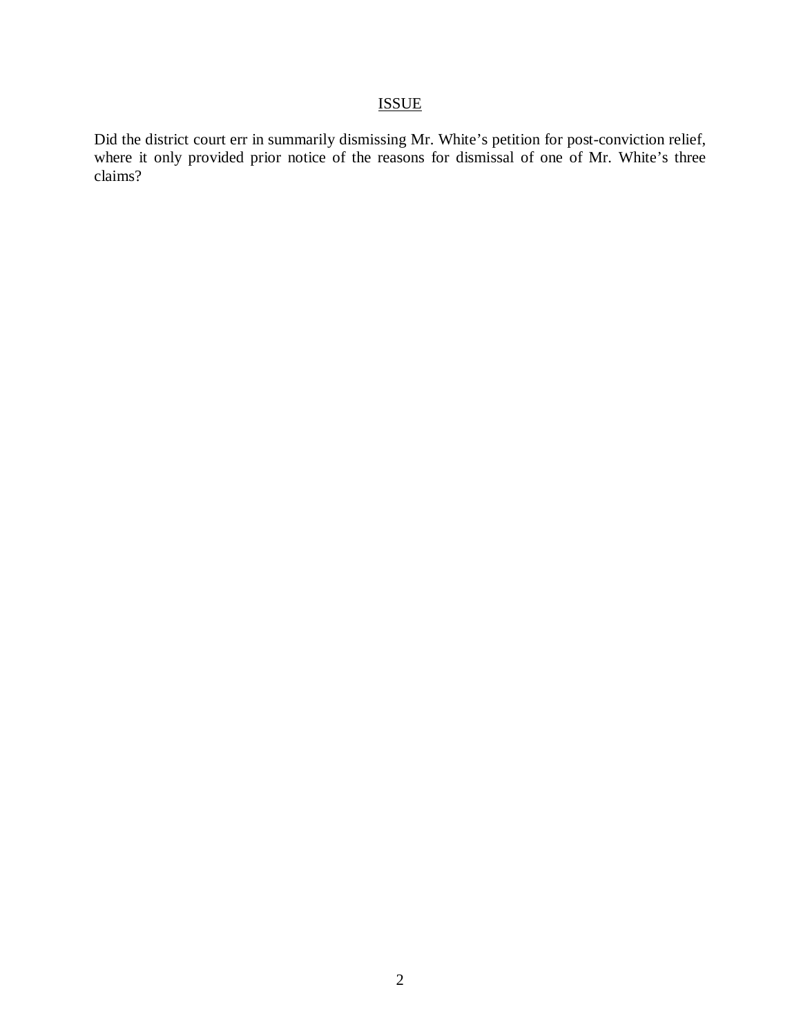## ISSUE

Did the district court err in summarily dismissing Mr. White's petition for post-conviction relief, where it only provided prior notice of the reasons for dismissal of one of Mr. White's three claims?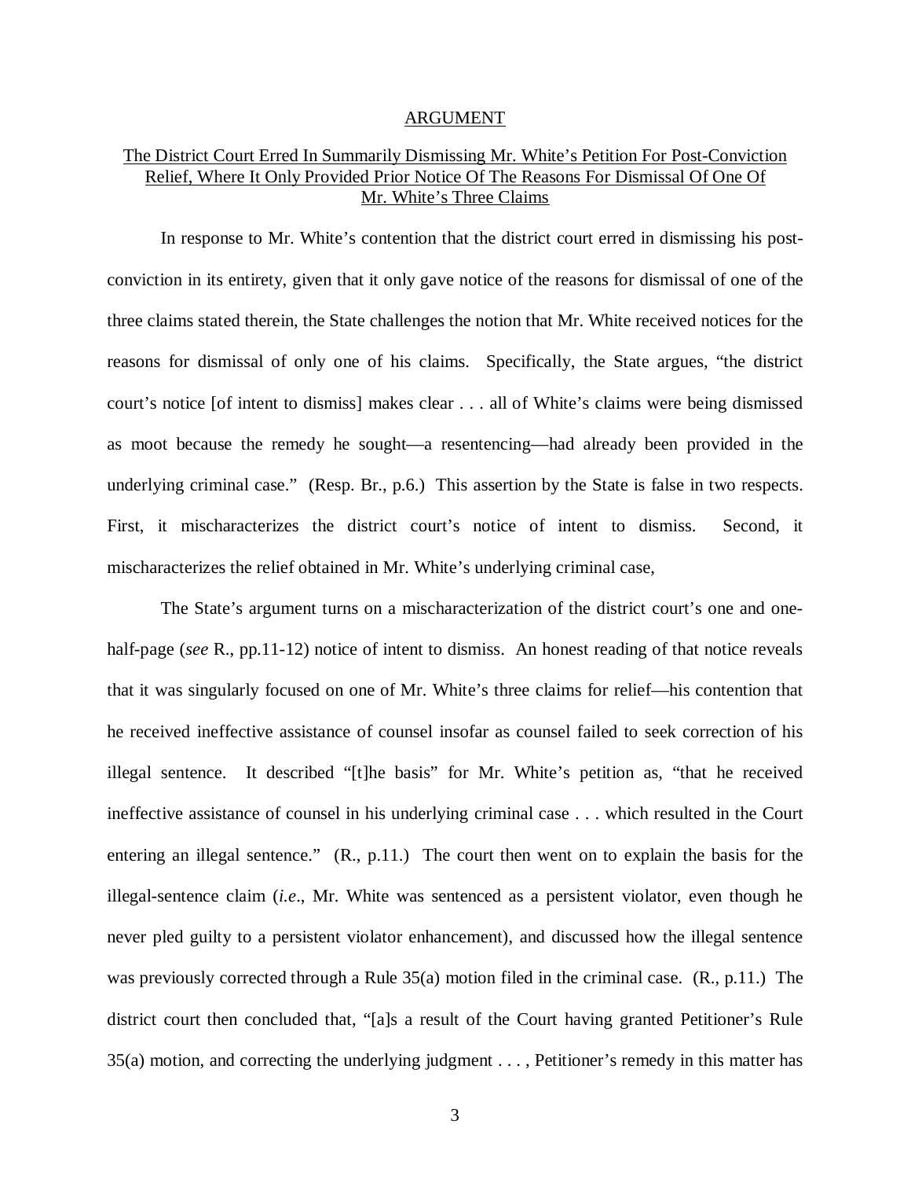## ARGUMENT

### The District Court Erred In Summarily Dismissing Mr. White's Petition For Post-Conviction Relief, Where It Only Provided Prior Notice Of The Reasons For Dismissal Of One Of Mr. White's Three Claims

In response to Mr. White's contention that the district court erred in dismissing his post-conviction in its entirety, given that it only gave notice of the reasons for dismissal of one of the three claims stated therein, the State challenges the notion that Mr. White received notices for the reasons for dismissal of only one of his claims. Specifically, the State argues, "the district court's notice [of intent to dismiss] makes clear . . . all of White's claims were being dismissed as moot because the remedy he sought—a resentencing—had already been provided in the underlying criminal case." (Resp. Br., p.6.) This assertion by the State is false in two respects. First, it mischaracterizes the district court's notice of intent to dismiss. Second, it mischaracterizes the relief obtained in Mr. White's underlying criminal case,

The State's argument turns on a mischaracterization of the district court's one and one-half-page (*see* R., pp.11-12) notice of intent to dismiss. An honest reading of that notice reveals that it was singularly focused on one of Mr. White's three claims for relief—his contention that he received ineffective assistance of counsel insofar as counsel failed to seek correction of his illegal sentence. It described "[t]he basis" for Mr. White's petition as, "that he received ineffective assistance of counsel in his underlying criminal case . . . which resulted in the Court entering an illegal sentence." (R., p.11.) The court then went on to explain the basis for the illegal-sentence claim (*i.e*., Mr. White was sentenced as a persistent violator, even though he never pled guilty to a persistent violator enhancement), and discussed how the illegal sentence was previously corrected through a Rule 35(a) motion filed in the criminal case. (R., p.11.) The district court then concluded that, "[a]s a result of the Court having granted Petitioner's Rule 35(a) motion, and correcting the underlying judgment . . . , Petitioner's remedy in this matter has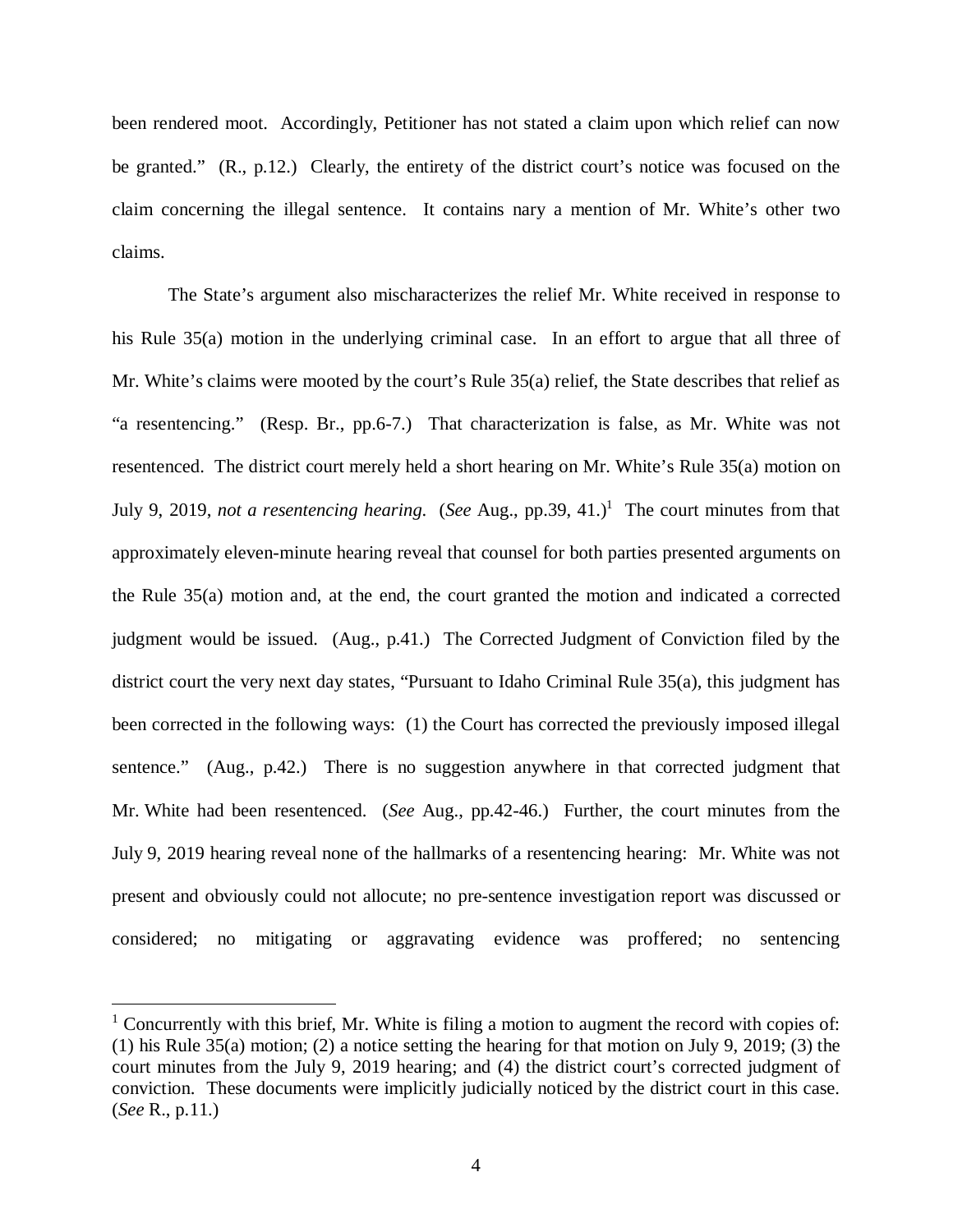been rendered moot. Accordingly, Petitioner has not stated a claim upon which relief can now be granted." (R., p.12.) Clearly, the entirety of the district court's notice was focused on the claim concerning the illegal sentence. It contains nary a mention of Mr. White's other two claims.

The State's argument also mischaracterizes the relief Mr. White received in response to his Rule 35(a) motion in the underlying criminal case. In an effort to argue that all three of Mr. White's claims were mooted by the court's Rule 35(a) relief, the State describes that relief as "a resentencing." (Resp. Br., pp.6-7.) That characterization is false, as Mr. White was not resentenced. The district court merely held a short hearing on Mr. White's Rule 35(a) motion on July 9, 2019, *not a resentencing hearing.* (*See* Aug., pp.39, 41.)[1] The court minutes from that approximately eleven-minute hearing reveal that counsel for both parties presented arguments on the Rule 35(a) motion and, at the end, the court granted the motion and indicated a corrected judgment would be issued. (Aug., p.41.) The Corrected Judgment of Conviction filed by the district court the very next day states, "Pursuant to Idaho Criminal Rule 35(a), this judgment has been corrected in the following ways: (1) the Court has corrected the previously imposed illegal sentence." (Aug., p.42.) There is no suggestion anywhere in that corrected judgment that Mr. White had been resentenced. (*See* Aug., pp.42-46.) Further, the court minutes from the July 9, 2019 hearing reveal none of the hallmarks of a resentencing hearing: Mr. White was not present and obviously could not allocute; no pre-sentence investigation report was discussed or considered; no mitigating or aggravating evidence was proffered; no sentencing

---

[1] Concurrently with this brief, Mr. White is filing a motion to augment the record with copies of: (1) his Rule 35(a) motion; (2) a notice setting the hearing for that motion on July 9, 2019; (3) the court minutes from the July 9, 2019 hearing; and (4) the district court's corrected judgment of conviction. These documents were implicitly judicially noticed by the district court in this case. (*See* R., p.11.)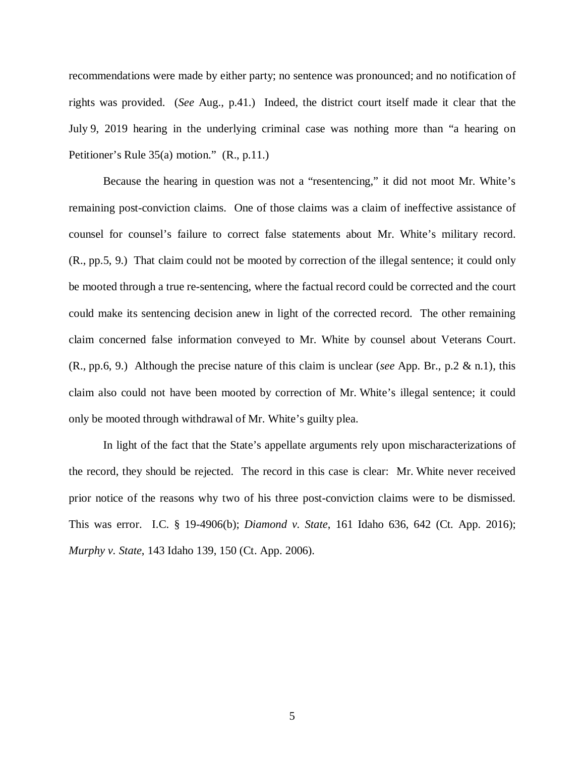recommendations were made by either party; no sentence was pronounced; and no notification of rights was provided. (*See* Aug., p.41.) Indeed, the district court itself made it clear that the July 9, 2019 hearing in the underlying criminal case was nothing more than "a hearing on Petitioner's Rule 35(a) motion." (R., p.11.)

Because the hearing in question was not a "resentencing," it did not moot Mr. White's remaining post-conviction claims. One of those claims was a claim of ineffective assistance of counsel for counsel's failure to correct false statements about Mr. White's military record. (R., pp.5, 9.) That claim could not be mooted by correction of the illegal sentence; it could only be mooted through a true re-sentencing, where the factual record could be corrected and the court could make its sentencing decision anew in light of the corrected record. The other remaining claim concerned false information conveyed to Mr. White by counsel about Veterans Court. (R., pp.6, 9.) Although the precise nature of this claim is unclear (*see* App. Br., p.2 & n.1), this claim also could not have been mooted by correction of Mr. White's illegal sentence; it could only be mooted through withdrawal of Mr. White's guilty plea.

In light of the fact that the State's appellate arguments rely upon mischaracterizations of the record, they should be rejected. The record in this case is clear: Mr. White never received prior notice of the reasons why two of his three post-conviction claims were to be dismissed. This was error. I.C. § 19-4906(b); *Diamond v. State*, 161 Idaho 636, 642 (Ct. App. 2016); *Murphy v. State*, 143 Idaho 139, 150 (Ct. App. 2006).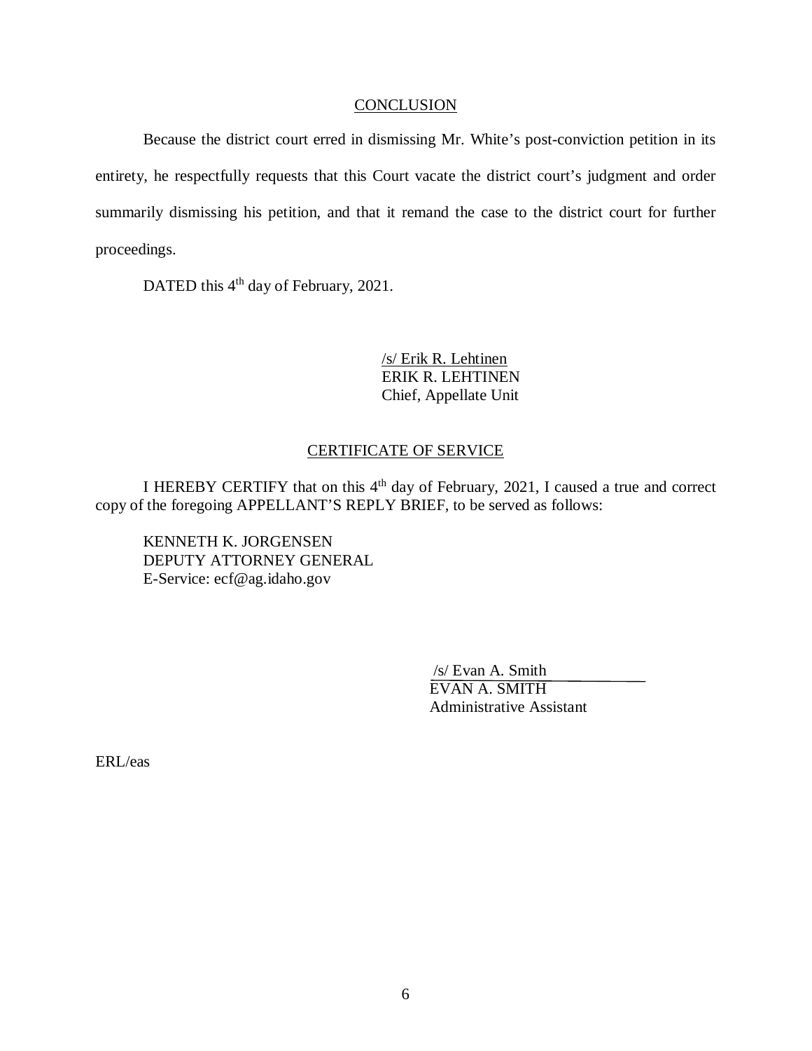## CONCLUSION

Because the district court erred in dismissing Mr. White's post-conviction petition in its entirety, he respectfully requests that this Court vacate the district court's judgment and order summarily dismissing his petition, and that it remand the case to the district court for further proceedings.

DATED this 4th day of February, 2021.

/s/ Erik R. Lehtinen
ERIK R. LEHTINEN
Chief, Appellate Unit

## CERTIFICATE OF SERVICE

I HEREBY CERTIFY that on this 4th day of February, 2021, I caused a true and correct copy of the foregoing APPELLANT'S REPLY BRIEF, to be served as follows:

KENNETH K. JORGENSEN
DEPUTY ATTORNEY GENERAL
E-Service: ecf@ag.idaho.gov

/s/ Evan A. Smith
EVAN A. SMITH
Administrative Assistant

ERL/eas